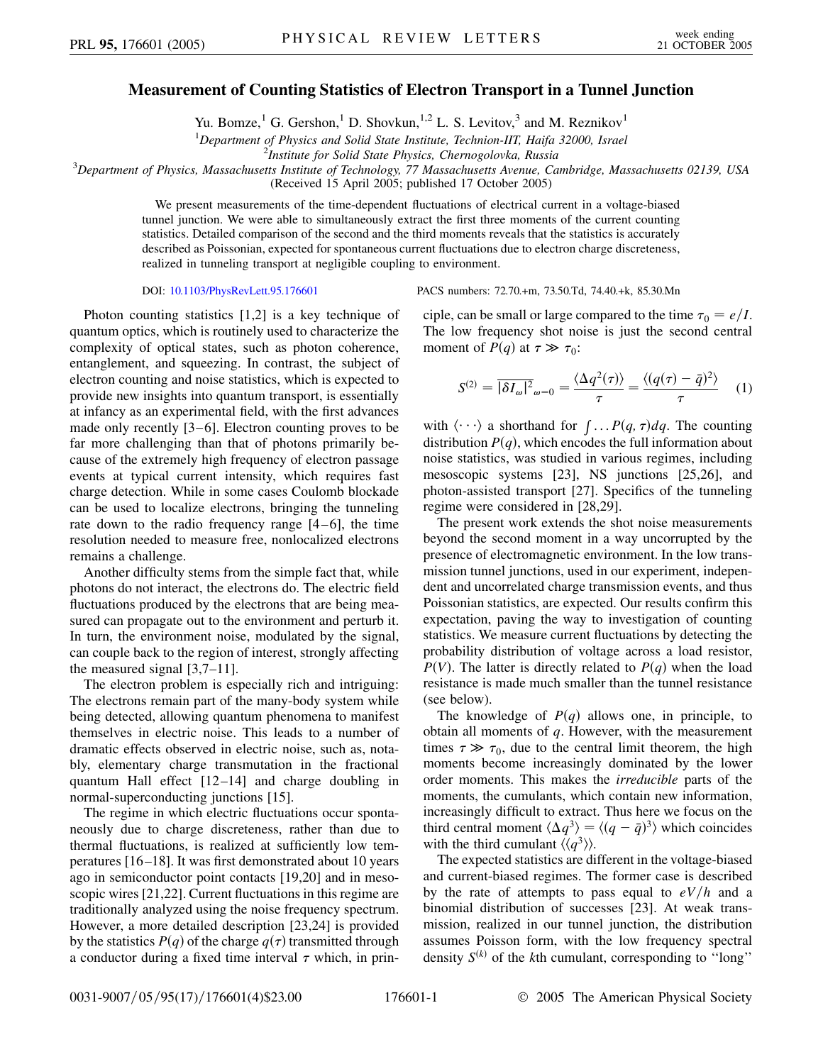# Measurement of Counting Statistics of Electron Transport in a Tunnel Junction

Yu. Bomze,[1] G. Gershon,[1] D. Shovkun,[1,2] L. S. Levitov,[3] and M. Reznikov[1]

[1]*Department of Physics and Solid State Institute, Technion-IIT, Haifa 32000, Israel*
[2]*Institute for Solid State Physics, Chernogolovka, Russia*
[3]*Department of Physics, Massachusetts Institute of Technology, 77 Massachusetts Avenue, Cambridge, Massachusetts 02139, USA*
(Received 15 April 2005; published 17 October 2005)

We present measurements of the time-dependent fluctuations of electrical current in a voltage-biased tunnel junction. We were able to simultaneously extract the first three moments of the current counting statistics. Detailed comparison of the second and the third moments reveals that the statistics is accurately described as Poissonian, expected for spontaneous current fluctuations due to electron charge discreteness, realized in tunneling transport at negligible coupling to environment.

DOI: 10.1103/PhysRevLett.95.176601 PACS numbers: 72.70.+m, 73.50.Td, 74.40.+k, 85.30.Mn

Photon counting statistics [1,2] is a key technique of quantum optics, which is routinely used to characterize the complexity of optical states, such as photon coherence, entanglement, and squeezing. In contrast, the subject of electron counting and noise statistics, which is expected to provide new insights into quantum transport, is essentially at infancy as an experimental field, with the first advances made only recently [3–6]. Electron counting proves to be far more challenging than that of photons primarily because of the extremely high frequency of electron passage events at typical current intensity, which requires fast charge detection. While in some cases Coulomb blockade can be used to localize electrons, bringing the tunneling rate down to the radio frequency range [4–6], the time resolution needed to measure free, nonlocalized electrons remains a challenge.

Another difficulty stems from the simple fact that, while photons do not interact, the electrons do. The electric field fluctuations produced by the electrons that are being measured can propagate out to the environment and perturb it. In turn, the environment noise, modulated by the signal, can couple back to the region of interest, strongly affecting the measured signal [3,7–11].

The electron problem is especially rich and intriguing: The electrons remain part of the many-body system while being detected, allowing quantum phenomena to manifest themselves in electric noise. This leads to a number of dramatic effects observed in electric noise, such as, notably, elementary charge transmutation in the fractional quantum Hall effect [12–14] and charge doubling in normal-superconducting junctions [15].

The regime in which electric fluctuations occur spontaneously due to charge discreteness, rather than due to thermal fluctuations, is realized at sufficiently low temperatures [16–18]. It was first demonstrated about 10 years ago in semiconductor point contacts [19,20] and in mesoscopic wires [21,22]. Current fluctuations in this regime are traditionally analyzed using the noise frequency spectrum. However, a more detailed description [23,24] is provided by the statistics $P(q)$ of the charge $q(\tau)$ transmitted through a conductor during a fixed time interval $\tau$ which, in principle, can be small or large compared to the time $\tau_0 = e/I$. The low frequency shot noise is just the second central moment of $P(q)$ at $\tau \gg \tau_0$:

$$S^{(2)} = \overline{|\delta I_\omega|^2}_{\omega=0} = \frac{\langle \Delta q^2(\tau)\rangle}{\tau} = \frac{\langle (q(\tau) - \bar{q})^2\rangle}{\tau} \quad (1)$$

with $\langle \cdots \rangle$ a shorthand for $\int \ldots P(q, \tau)dq$. The counting distribution $P(q)$, which encodes the full information about noise statistics, was studied in various regimes, including mesoscopic systems [23], NS junctions [25,26], and photon-assisted transport [27]. Specifics of the tunneling regime were considered in [28,29].

The present work extends the shot noise measurements beyond the second moment in a way uncorrupted by the presence of electromagnetic environment. In the low transmission tunnel junctions, used in our experiment, independent and uncorrelated charge transmission events, and thus Poissonian statistics, are expected. Our results confirm this expectation, paving the way to investigation of counting statistics. We measure current fluctuations by detecting the probability distribution of voltage across a load resistor, $P(V)$. The latter is directly related to $P(q)$ when the load resistance is made much smaller than the tunnel resistance (see below).

The knowledge of $P(q)$ allows one, in principle, to obtain all moments of $q$. However, with the measurement times $\tau \gg \tau_0$, due to the central limit theorem, the high moments become increasingly dominated by the lower order moments. This makes the *irreducible* parts of the moments, the cumulants, which contain new information, increasingly difficult to extract. Thus here we focus on the third central moment $\langle \Delta q^3\rangle = \langle (q - \bar{q})^3\rangle$ which coincides with the third cumulant $\langle\langle q^3\rangle\rangle$.

The expected statistics are different in the voltage-biased and current-biased regimes. The former case is described by the rate of attempts to pass equal to $eV/h$ and a binomial distribution of successes [23]. At weak transmission, realized in our tunnel junction, the distribution assumes Poisson form, with the low frequency spectral density $S^{(k)}$ of the $k$th cumulant, corresponding to "long"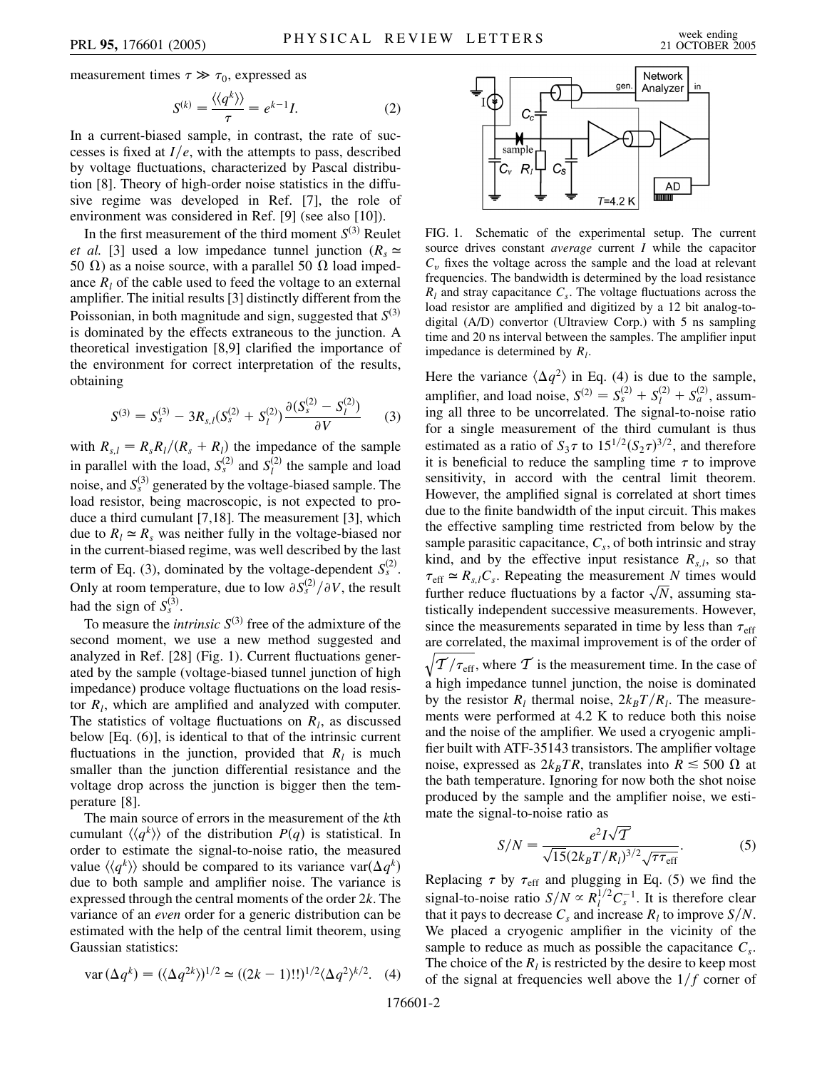measurement times $\tau \gg \tau_0$, expressed as

$$S^{(k)} = \frac{\langle\langle q^k \rangle\rangle}{\tau} = e^{k-1} I. \qquad (2)$$

In a current-biased sample, in contrast, the rate of successes is fixed at $I/e$, with the attempts to pass, described by voltage fluctuations, characterized by Pascal distribution [8]. Theory of high-order noise statistics in the diffusive regime was developed in Ref. [7], the role of environment was considered in Ref. [9] (see also [10]).

In the first measurement of the third moment $S^{(3)}$ Reulet *et al.* [3] used a low impedance tunnel junction ($R_s \simeq 50\ \Omega$) as a noise source, with a parallel 50 $\Omega$ load impedance $R_l$ of the cable used to feed the voltage to an external amplifier. The initial results [3] distinctly different from the Poissonian, in both magnitude and sign, suggested that $S^{(3)}$ is dominated by the effects extraneous to the junction. A theoretical investigation [8,9] clarified the importance of the environment for correct interpretation of the results, obtaining

$$S^{(3)} = S_s^{(3)} - 3R_{s,l}(S_s^{(2)} + S_l^{(2)}) \frac{\partial (S_s^{(2)} - S_l^{(2)})}{\partial V} \qquad (3)$$

with $R_{s,l} = R_s R_l/(R_s + R_l)$ the impedance of the sample in parallel with the load, $S_s^{(2)}$ and $S_l^{(2)}$ the sample and load noise, and $S_s^{(3)}$ generated by the voltage-biased sample. The load resistor, being macroscopic, is not expected to produce a third cumulant [7,18]. The measurement [3], which due to $R_l \simeq R_s$ was neither fully in the voltage-biased nor in the current-biased regime, was well described by the last term of Eq. (3), dominated by the voltage-dependent $S_s^{(2)}$. Only at room temperature, due to low $\partial S_s^{(2)}/\partial V$, the result had the sign of $S_s^{(3)}$.

To measure the *intrinsic* $S^{(3)}$ free of the admixture of the second moment, we use a new method suggested and analyzed in Ref. [28] (Fig. 1). Current fluctuations generated by the sample (voltage-biased tunnel junction of high impedance) produce voltage fluctuations on the load resistor $R_l$, which are amplified and analyzed with computer. The statistics of voltage fluctuations on $R_l$, as discussed below [Eq. (6)], is identical to that of the intrinsic current fluctuations in the junction, provided that $R_l$ is much smaller than the junction differential resistance and the voltage drop across the junction is bigger then the temperature [8].

The main source of errors in the measurement of the $k$th cumulant $\langle\langle q^k \rangle\rangle$ of the distribution $P(q)$ is statistical. In order to estimate the signal-to-noise ratio, the measured value $\langle\langle q^k \rangle\rangle$ should be compared to its variance $\mathrm{var}(\Delta q^k)$ due to both sample and amplifier noise. The variance is expressed through the central moments of the order $2k$. The variance of an *even* order for a generic distribution can be estimated with the help of the central limit theorem, using Gaussian statistics:

$$\mathrm{var}\,(\Delta q^k) = (\langle \Delta q^{2k} \rangle)^{1/2} \simeq ((2k-1)!!)^{1/2} \langle \Delta q^2 \rangle^{k/2}. \quad (4)$$

FIG. 1. Schematic of the experimental setup. The current source drives constant *average* current $I$ while the capacitor $C_v$ fixes the voltage across the sample and the load at relevant frequencies. The bandwidth is determined by the load resistance $R_l$ and stray capacitance $C_s$. The voltage fluctuations across the load resistor are amplified and digitized by a 12 bit analog-to-digital (A/D) convertor (Ultraview Corp.) with 5 ns sampling time and 20 ns interval between the samples. The amplifier input impedance is determined by $R_l$.

Here the variance $\langle \Delta q^2 \rangle$ in Eq. (4) is due to the sample, amplifier, and load noise, $S^{(2)} = S_s^{(2)} + S_l^{(2)} + S_a^{(2)}$, assuming all three to be uncorrelated. The signal-to-noise ratio for a single measurement of the third cumulant is thus estimated as a ratio of $S_3 \tau$ to $15^{1/2}(S_2 \tau)^{3/2}$, and therefore it is beneficial to reduce the sampling time $\tau$ to improve sensitivity, in accord with the central limit theorem. However, the amplified signal is correlated at short times due to the finite bandwidth of the input circuit. This makes the effective sampling time restricted from below by the sample parasitic capacitance, $C_s$, of both intrinsic and stray kind, and by the effective input resistance $R_{s,l}$, so that $\tau_{\mathrm{eff}} \simeq R_{s,l} C_s$. Repeating the measurement $N$ times would further reduce fluctuations by a factor $\sqrt{N}$, assuming statistically independent successive measurements. However, since the measurements separated in time by less than $\tau_{\mathrm{eff}}$ are correlated, the maximal improvement is of the order of $\sqrt{\mathcal{T}/\tau_{\mathrm{eff}}}$, where $\mathcal{T}$ is the measurement time. In the case of a high impedance tunnel junction, the noise is dominated by the resistor $R_l$ thermal noise, $2k_B T/R_l$. The measurements were performed at 4.2 K to reduce both this noise and the noise of the amplifier. We used a cryogenic amplifier built with ATF-35143 transistors. The amplifier voltage noise, expressed as $2k_B TR$, translates into $R \lesssim 500\ \Omega$ at the bath temperature. Ignoring for now both the shot noise produced by the sample and the amplifier noise, we estimate the signal-to-noise ratio as

$$S/N = \frac{e^2 I \sqrt{\mathcal{T}}}{\sqrt{15}(2k_B T/R_l)^{3/2} \sqrt{\tau \tau_{\mathrm{eff}}}}. \qquad (5)$$

Replacing $\tau$ by $\tau_{\mathrm{eff}}$ and plugging in Eq. (5) we find the signal-to-noise ratio $S/N \propto R_l^{1/2} C_s^{-1}$. It is therefore clear that it pays to decrease $C_s$ and increase $R_l$ to improve $S/N$. We placed a cryogenic amplifier in the vicinity of the sample to reduce as much as possible the capacitance $C_s$. The choice of the $R_l$ is restricted by the desire to keep most of the signal at frequencies well above the $1/f$ corner of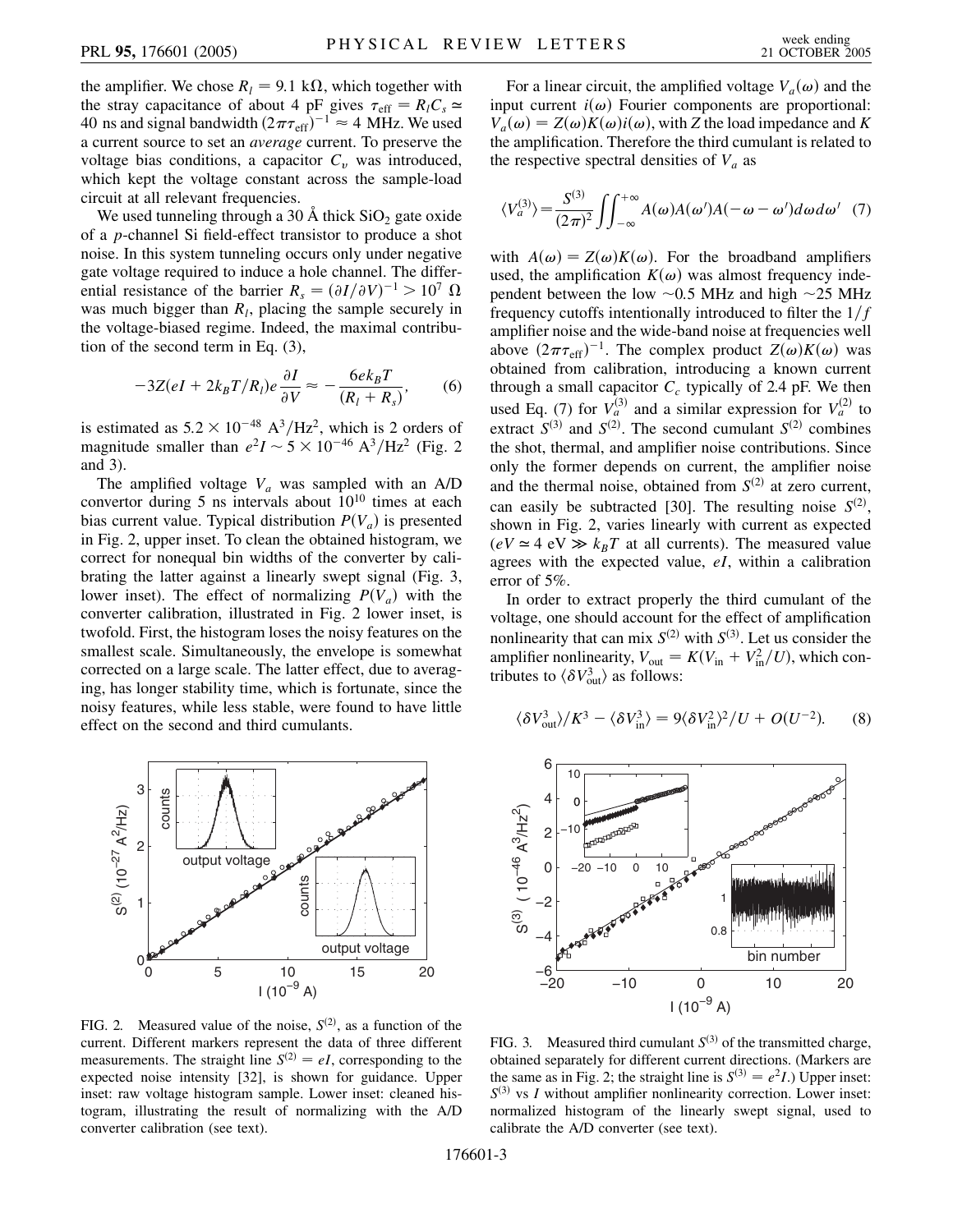the amplifier. We chose $R_l = 9.1$ k$\Omega$, which together with the stray capacitance of about 4 pF gives $\tau_{\rm eff} = R_l C_s \simeq$ 40 ns and signal bandwidth $(2\pi\tau_{\rm eff})^{-1} \approx 4$ MHz. We used a current source to set an *average* current. To preserve the voltage bias conditions, a capacitor $C_v$ was introduced, which kept the voltage constant across the sample-load circuit at all relevant frequencies.

We used tunneling through a 30 Å thick $SiO_2$ gate oxide of a *p*-channel Si field-effect transistor to produce a shot noise. In this system tunneling occurs only under negative gate voltage required to induce a hole channel. The differential resistance of the barrier $R_s = (\partial I/\partial V)^{-1} > 10^7\ \Omega$ was much bigger than $R_l$, placing the sample securely in the voltage-biased regime. Indeed, the maximal contribution of the second term in Eq. (3),

$$-3Z(eI + 2k_BT/R_l)e\frac{\partial I}{\partial V} \approx -\frac{6ek_BT}{(R_l + R_s)}, \tag{6}$$

is estimated as $5.2 \times 10^{-48}$ A$^3$/Hz$^2$, which is 2 orders of magnitude smaller than $e^2 I \sim 5 \times 10^{-46}$ A$^3$/Hz$^2$ (Fig. 2 and 3).

The amplified voltage $V_a$ was sampled with an A/D convertor during 5 ns intervals about $10^{10}$ times at each bias current value. Typical distribution $P(V_a)$ is presented in Fig. 2, upper inset. To clean the obtained histogram, we correct for nonequal bin widths of the converter by calibrating the latter against a linearly swept signal (Fig. 3, lower inset). The effect of normalizing $P(V_a)$ with the converter calibration, illustrated in Fig. 2 lower inset, is twofold. First, the histogram loses the noisy features on the smallest scale. Simultaneously, the envelope is somewhat corrected on a large scale. The latter effect, due to averaging, has longer stability time, which is fortunate, since the noisy features, while less stable, were found to have little effect on the second and third cumulants.

FIG. 2. Measured value of the noise, $S^{(2)}$, as a function of the current. Different markers represent the data of three different measurements. The straight line $S^{(2)} = eI$, corresponding to the expected noise intensity [32], is shown for guidance. Upper inset: raw voltage histogram sample. Lower inset: cleaned histogram, illustrating the result of normalizing with the A/D converter calibration (see text).

For a linear circuit, the amplified voltage $V_a(\omega)$ and the input current $i(\omega)$ Fourier components are proportional: $V_a(\omega) = Z(\omega)K(\omega)i(\omega)$, with $Z$ the load impedance and $K$ the amplification. Therefore the third cumulant is related to the respective spectral densities of $V_a$ as

$$\langle V_a^{(3)} \rangle = \frac{S^{(3)}}{(2\pi)^2} \iint_{-\infty}^{+\infty} A(\omega)A(\omega')A(-\omega-\omega')d\omega d\omega' \tag{7}$$

with $A(\omega) = Z(\omega)K(\omega)$. For the broadband amplifiers used, the amplification $K(\omega)$ was almost frequency independent between the low $\sim$0.5 MHz and high $\sim$25 MHz frequency cutoffs intentionally introduced to filter the $1/f$ amplifier noise and the wide-band noise at frequencies well above $(2\pi\tau_{\rm eff})^{-1}$. The complex product $Z(\omega)K(\omega)$ was obtained from calibration, introducing a known current through a small capacitor $C_c$ typically of 2.4 pF. We then used Eq. (7) for $V_a^{(3)}$ and a similar expression for $V_a^{(2)}$ to extract $S^{(3)}$ and $S^{(2)}$. The second cumulant $S^{(2)}$ combines the shot, thermal, and amplifier noise contributions. Since only the former depends on current, the amplifier noise and the thermal noise, obtained from $S^{(2)}$ at zero current, can easily be subtracted [30]. The resulting noise $S^{(2)}$, shown in Fig. 2, varies linearly with current as expected ($eV \simeq 4$ eV $\gg k_BT$ at all currents). The measured value agrees with the expected value, $eI$, within a calibration error of 5%.

In order to extract properly the third cumulant of the voltage, one should account for the effect of amplification nonlinearity that can mix $S^{(2)}$ with $S^{(3)}$. Let us consider the amplifier nonlinearity, $V_{\rm out} = K(V_{\rm in} + V_{\rm in}^2/U)$, which contributes to $\langle \delta V_{\rm out}^3 \rangle$ as follows:

$$\langle \delta V_{\rm out}^3 \rangle / K^3 - \langle \delta V_{\rm in}^3 \rangle = 9\langle \delta V_{\rm in}^2 \rangle^2 / U + O(U^{-2}). \tag{8}$$

FIG. 3. Measured third cumulant $S^{(3)}$ of the transmitted charge, obtained separately for different current directions. (Markers are the same as in Fig. 2; the straight line is $S^{(3)} = e^2 I$.) Upper inset: $S^{(3)}$ vs $I$ without amplifier nonlinearity correction. Lower inset: normalized histogram of the linearly swept signal, used to calibrate the A/D converter (see text).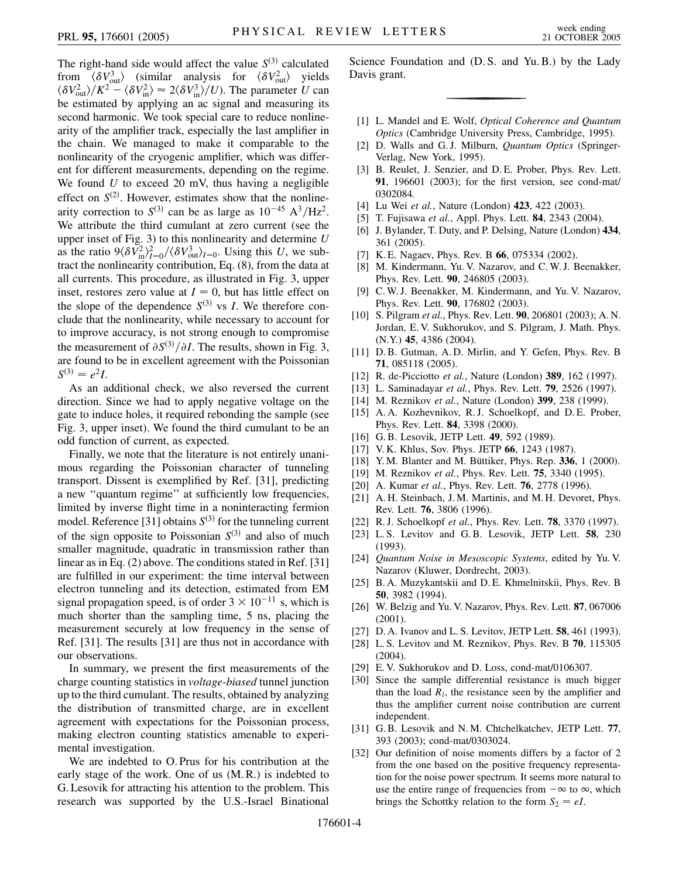The right-hand side would affect the value $S^{(3)}$ calculated from $\langle \delta V_{\rm out}^3 \rangle$ (similar analysis for $\langle \delta V_{\rm out}^2 \rangle$ yields $\langle \delta V_{\rm out}^2 \rangle / K^2 - \langle \delta V_{\rm in}^2 \rangle \approx 2 \langle \delta V_{\rm in}^3 \rangle / U$). The parameter $U$ can be estimated by applying an ac signal and measuring its second harmonic. We took special care to reduce nonlinearity of the amplifier track, especially the last amplifier in the chain. We managed to make it comparable to the nonlinearity of the cryogenic amplifier, which was different for different measurements, depending on the regime. We found $U$ to exceed 20 mV, thus having a negligible effect on $S^{(2)}$. However, estimates show that the nonlinearity correction to $S^{(3)}$ can be as large as $10^{-45}$ A$^3$/Hz$^2$. We attribute the third cumulant at zero current (see the upper inset of Fig. 3) to this nonlinearity and determine $U$ as the ratio $9 \langle \delta V_{\rm in}^2 \rangle_{I=0}^2 / \langle \delta V_{\rm out}^3 \rangle_{I=0}$. Using this $U$, we subtract the nonlinearity contribution, Eq. (8), from the data at all currents. This procedure, as illustrated in Fig. 3, upper inset, restores zero value at $I = 0$, but has little effect on the slope of the dependence $S^{(3)}$ vs $I$. We therefore conclude that the nonlinearity, while necessary to account for to improve accuracy, is not strong enough to compromise the measurement of $\partial S^{(3)} / \partial I$. The results, shown in Fig. 3, are found to be in excellent agreement with the Poissonian $S^{(3)} = e^2 I$.

As an additional check, we also reversed the current direction. Since we had to apply negative voltage on the gate to induce holes, it required rebonding the sample (see Fig. 3, upper inset). We found the third cumulant to be an odd function of current, as expected.

Finally, we note that the literature is not entirely unanimous regarding the Poissonian character of tunneling transport. Dissent is exemplified by Ref. [31], predicting a new "quantum regime" at sufficiently low frequencies, limited by inverse flight time in a noninteracting fermion model. Reference [31] obtains $S^{(3)}$ for the tunneling current of the sign opposite to Poissonian $S^{(3)}$ and also of much smaller magnitude, quadratic in transmission rather than linear as in Eq. (2) above. The conditions stated in Ref. [31] are fulfilled in our experiment: the time interval between electron tunneling and its detection, estimated from EM signal propagation speed, is of order $3 \times 10^{-11}$ s, which is much shorter than the sampling time, 5 ns, placing the measurement securely at low frequency in the sense of Ref. [31]. The results [31] are thus not in accordance with our observations.

In summary, we present the first measurements of the charge counting statistics in *voltage-biased* tunnel junction up to the third cumulant. The results, obtained by analyzing the distribution of transmitted charge, are in excellent agreement with expectations for the Poissonian process, making electron counting statistics amenable to experimental investigation.

We are indebted to O. Prus for his contribution at the early stage of the work. One of us (M. R.) is indebted to G. Lesovik for attracting his attention to the problem. This research was supported by the U.S.-Israel Binational Science Foundation and (D. S. and Yu. B.) by the Lady Davis grant.

---

[1] L. Mandel and E. Wolf, *Optical Coherence and Quantum Optics* (Cambridge University Press, Cambridge, 1995).

[2] D. Walls and G. J. Milburn, *Quantum Optics* (Springer-Verlag, New York, 1995).

[3] B. Reulet, J. Senzier, and D. E. Prober, Phys. Rev. Lett. **91**, 196601 (2003); for the first version, see cond-mat/0302084.

[4] Lu Wei *et al.*, Nature (London) **423**, 422 (2003).

[5] T. Fujisawa *et al.*, Appl. Phys. Lett. **84**, 2343 (2004).

[6] J. Bylander, T. Duty, and P. Delsing, Nature (London) **434**, 361 (2005).

[7] K. E. Nagaev, Phys. Rev. B **66**, 075334 (2002).

[8] M. Kindermann, Yu. V. Nazarov, and C. W. J. Beenakker, Phys. Rev. Lett. **90**, 246805 (2003).

[9] C. W. J. Beenakker, M. Kindermann, and Yu. V. Nazarov, Phys. Rev. Lett. **90**, 176802 (2003).

[10] S. Pilgram *et al.*, Phys. Rev. Lett. **90**, 206801 (2003); A. N. Jordan, E. V. Sukhorukov, and S. Pilgram, J. Math. Phys. (N.Y.) **45**, 4386 (2004).

[11] D. B. Gutman, A. D. Mirlin, and Y. Gefen, Phys. Rev. B **71**, 085118 (2005).

[12] R. de-Picciotto *et al.*, Nature (London) **389**, 162 (1997).

[13] L. Saminadayar *et al.*, Phys. Rev. Lett. **79**, 2526 (1997).

[14] M. Reznikov *et al.*, Nature (London) **399**, 238 (1999).

[15] A. A. Kozhevnikov, R. J. Schoelkopf, and D. E. Prober, Phys. Rev. Lett. **84**, 3398 (2000).

[16] G. B. Lesovik, JETP Lett. **49**, 592 (1989).

[17] V. K. Khlus, Sov. Phys. JETP **66**, 1243 (1987).

[18] Y. M. Blanter and M. Büttiker, Phys. Rep. **336**, 1 (2000).

[19] M. Reznikov *et al.*, Phys. Rev. Lett. **75**, 3340 (1995).

[20] A. Kumar *et al.*, Phys. Rev. Lett. **76**, 2778 (1996).

[21] A. H. Steinbach, J. M. Martinis, and M. H. Devoret, Phys. Rev. Lett. **76**, 3806 (1996).

[22] R. J. Schoelkopf *et al.*, Phys. Rev. Lett. **78**, 3370 (1997).

[23] L. S. Levitov and G. B. Lesovik, JETP Lett. **58**, 230 (1993).

[24] *Quantum Noise in Mesoscopic Systems*, edited by Yu. V. Nazarov (Kluwer, Dordrecht, 2003).

[25] B. A. Muzykantskii and D. E. Khmelnitskii, Phys. Rev. B **50**, 3982 (1994).

[26] W. Belzig and Yu. V. Nazarov, Phys. Rev. Lett. **87**, 067006 (2001).

[27] D. A. Ivanov and L. S. Levitov, JETP Lett. **58**, 461 (1993).

[28] L. S. Levitov and M. Reznikov, Phys. Rev. B **70**, 115305 (2004).

[29] E. V. Sukhorukov and D. Loss, cond-mat/0106307.

[30] Since the sample differential resistance is much bigger than the load $R_l$, the resistance seen by the amplifier and thus the amplifier current noise contribution are current independent.

[31] G. B. Lesovik and N. M. Chtchelkatchev, JETP Lett. **77**, 393 (2003); cond-mat/0303024.

[32] Our definition of noise moments differs by a factor of 2 from the one based on the positive frequency representation for the noise power spectrum. It seems more natural to use the entire range of frequencies from $-\infty$ to $\infty$, which brings the Schottky relation to the form $S_2 = eI$.